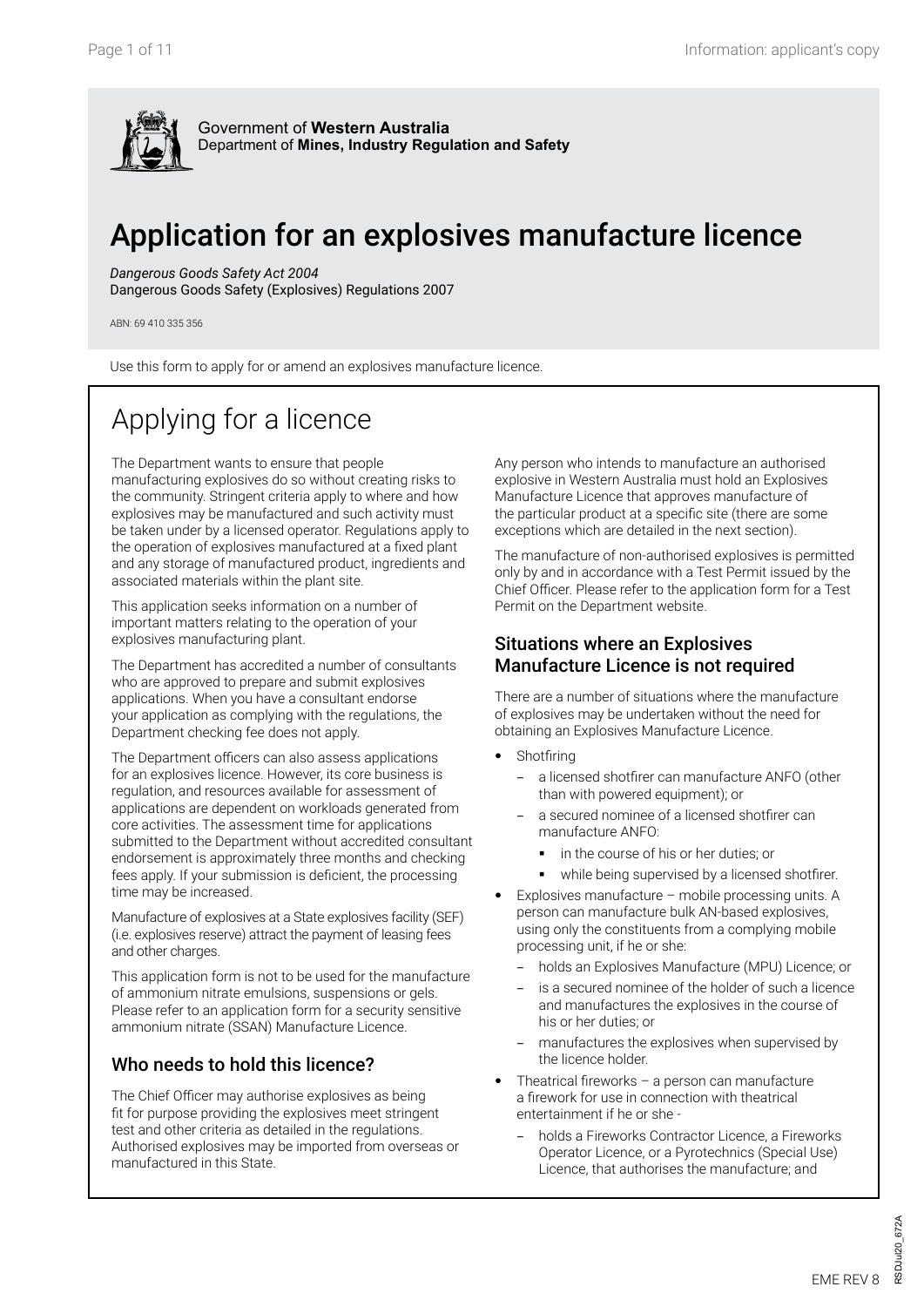Government of **Western Australia**
Department of **Mines, Industry Regulation and Safety**

# Application for an explosives manufacture licence

*Dangerous Goods Safety Act 2004*
Dangerous Goods Safety (Explosives) Regulations 2007

ABN: 69 410 335 356

Use this form to apply for or amend an explosives manufacture licence.

## Applying for a licence

The Department wants to ensure that people manufacturing explosives do so without creating risks to the community. Stringent criteria apply to where and how explosives may be manufactured and such activity must be taken under by a licensed operator. Regulations apply to the operation of explosives manufactured at a fixed plant and any storage of manufactured product, ingredients and associated materials within the plant site.

This application seeks information on a number of important matters relating to the operation of your explosives manufacturing plant.

The Department has accredited a number of consultants who are approved to prepare and submit explosives applications. When you have a consultant endorse your application as complying with the regulations, the Department checking fee does not apply.

The Department officers can also assess applications for an explosives licence. However, its core business is regulation, and resources available for assessment of applications are dependent on workloads generated from core activities. The assessment time for applications submitted to the Department without accredited consultant endorsement is approximately three months and checking fees apply. If your submission is deficient, the processing time may be increased.

Manufacture of explosives at a State explosives facility (SEF) (i.e. explosives reserve) attract the payment of leasing fees and other charges.

This application form is not to be used for the manufacture of ammonium nitrate emulsions, suspensions or gels. Please refer to an application form for a security sensitive ammonium nitrate (SSAN) Manufacture Licence.

### Who needs to hold this licence?

The Chief Officer may authorise explosives as being fit for purpose providing the explosives meet stringent test and other criteria as detailed in the regulations. Authorised explosives may be imported from overseas or manufactured in this State.

Any person who intends to manufacture an authorised explosive in Western Australia must hold an Explosives Manufacture Licence that approves manufacture of the particular product at a specific site (there are some exceptions which are detailed in the next section).

The manufacture of non-authorised explosives is permitted only by and in accordance with a Test Permit issued by the Chief Officer. Please refer to the application form for a Test Permit on the Department website.

### Situations where an Explosives Manufacture Licence is not required

There are a number of situations where the manufacture of explosives may be undertaken without the need for obtaining an Explosives Manufacture Licence.

- Shotfiring
  - a licensed shotfirer can manufacture ANFO (other than with powered equipment); or
  - a secured nominee of a licensed shotfirer can manufacture ANFO:
    - in the course of his or her duties; or
    - while being supervised by a licensed shotfirer.
- Explosives manufacture – mobile processing units. A person can manufacture bulk AN-based explosives, using only the constituents from a complying mobile processing unit, if he or she:
  - holds an Explosives Manufacture (MPU) Licence; or
  - is a secured nominee of the holder of such a licence and manufactures the explosives in the course of his or her duties; or
  - manufactures the explosives when supervised by the licence holder.
- Theatrical fireworks – a person can manufacture a firework for use in connection with theatrical entertainment if he or she -
  - holds a Fireworks Contractor Licence, a Fireworks Operator Licence, or a Pyrotechnics (Special Use) Licence, that authorises the manufacture; and

EME REV 8

RSDJul20_672A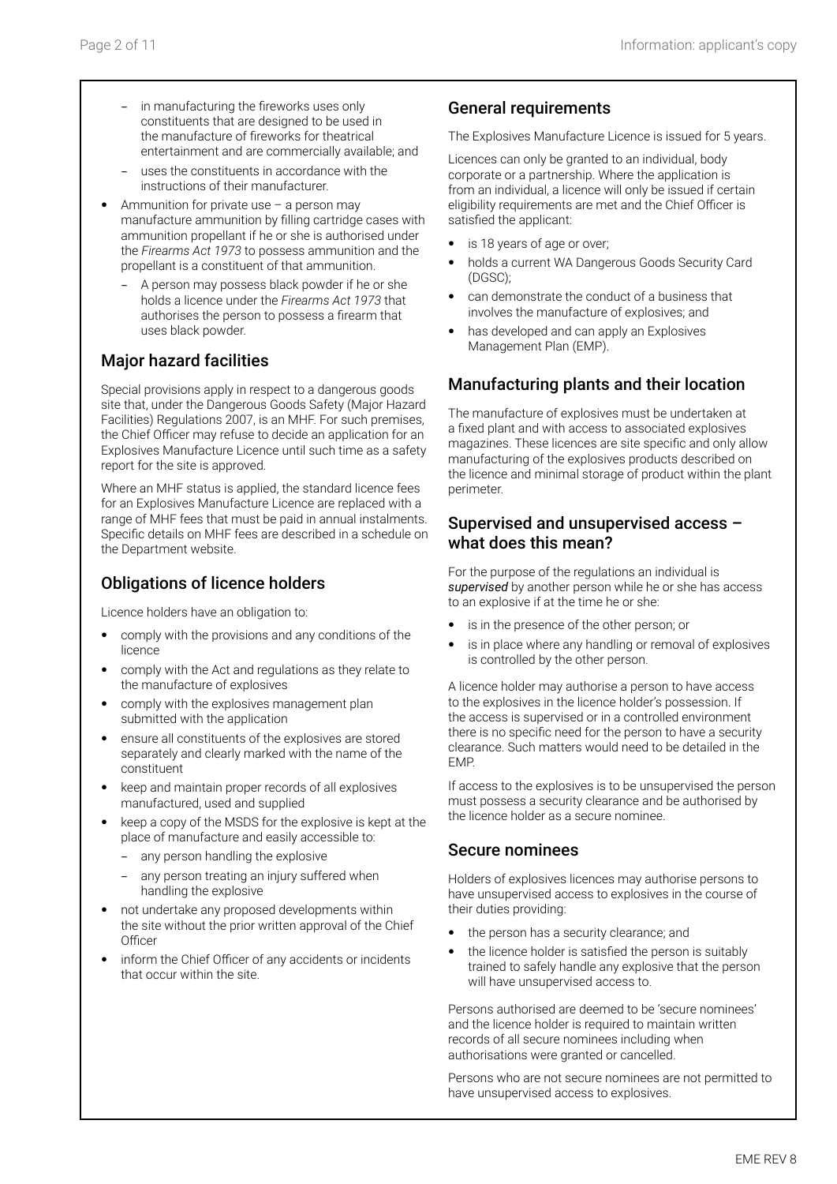- in manufacturing the fireworks uses only constituents that are designed to be used in the manufacture of fireworks for theatrical entertainment and are commercially available; and
  - uses the constituents in accordance with the instructions of their manufacturer.
- Ammunition for private use – a person may manufacture ammunition by filling cartridge cases with ammunition propellant if he or she is authorised under the *Firearms Act 1973* to possess ammunition and the propellant is a constituent of that ammunition.
  - A person may possess black powder if he or she holds a licence under the *Firearms Act 1973* that authorises the person to possess a firearm that uses black powder.

## Major hazard facilities

Special provisions apply in respect to a dangerous goods site that, under the Dangerous Goods Safety (Major Hazard Facilities) Regulations 2007, is an MHF. For such premises, the Chief Officer may refuse to decide an application for an Explosives Manufacture Licence until such time as a safety report for the site is approved.

Where an MHF status is applied, the standard licence fees for an Explosives Manufacture Licence are replaced with a range of MHF fees that must be paid in annual instalments. Specific details on MHF fees are described in a schedule on the Department website.

## Obligations of licence holders

Licence holders have an obligation to:

- comply with the provisions and any conditions of the licence
- comply with the Act and regulations as they relate to the manufacture of explosives
- comply with the explosives management plan submitted with the application
- ensure all constituents of the explosives are stored separately and clearly marked with the name of the constituent
- keep and maintain proper records of all explosives manufactured, used and supplied
- keep a copy of the MSDS for the explosive is kept at the place of manufacture and easily accessible to:
  - any person handling the explosive
  - any person treating an injury suffered when handling the explosive
- not undertake any proposed developments within the site without the prior written approval of the Chief Officer
- inform the Chief Officer of any accidents or incidents that occur within the site.

## General requirements

The Explosives Manufacture Licence is issued for 5 years.

Licences can only be granted to an individual, body corporate or a partnership. Where the application is from an individual, a licence will only be issued if certain eligibility requirements are met and the Chief Officer is satisfied the applicant:

- is 18 years of age or over;
- holds a current WA Dangerous Goods Security Card (DGSC);
- can demonstrate the conduct of a business that involves the manufacture of explosives; and
- has developed and can apply an Explosives Management Plan (EMP).

## Manufacturing plants and their location

The manufacture of explosives must be undertaken at a fixed plant and with access to associated explosives magazines. These licences are site specific and only allow manufacturing of the explosives products described on the licence and minimal storage of product within the plant perimeter.

## Supervised and unsupervised access – what does this mean?

For the purpose of the regulations an individual is ***supervised*** by another person while he or she has access to an explosive if at the time he or she:

- is in the presence of the other person; or
- is in place where any handling or removal of explosives is controlled by the other person.

A licence holder may authorise a person to have access to the explosives in the licence holder's possession. If the access is supervised or in a controlled environment there is no specific need for the person to have a security clearance. Such matters would need to be detailed in the EMP.

If access to the explosives is to be unsupervised the person must possess a security clearance and be authorised by the licence holder as a secure nominee.

## Secure nominees

Holders of explosives licences may authorise persons to have unsupervised access to explosives in the course of their duties providing:

- the person has a security clearance; and
- the licence holder is satisfied the person is suitably trained to safely handle any explosive that the person will have unsupervised access to.

Persons authorised are deemed to be 'secure nominees' and the licence holder is required to maintain written records of all secure nominees including when authorisations were granted or cancelled.

Persons who are not secure nominees are not permitted to have unsupervised access to explosives.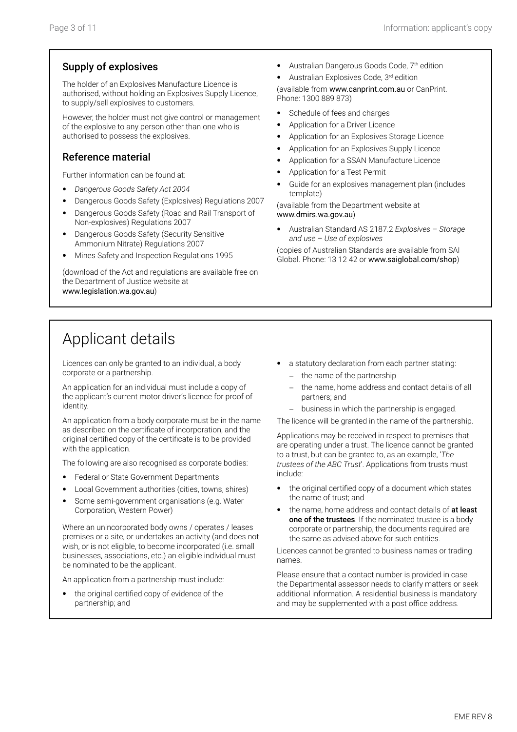## Supply of explosives

The holder of an Explosives Manufacture Licence is authorised, without holding an Explosives Supply Licence, to supply/sell explosives to customers.

However, the holder must not give control or management of the explosive to any person other than one who is authorised to possess the explosives.

## Reference material

Further information can be found at:

- *Dangerous Goods Safety Act 2004*
- Dangerous Goods Safety (Explosives) Regulations 2007
- Dangerous Goods Safety (Road and Rail Transport of Non-explosives) Regulations 2007
- Dangerous Goods Safety (Security Sensitive Ammonium Nitrate) Regulations 2007
- Mines Safety and Inspection Regulations 1995

(download of the Act and regulations are available free on the Department of Justice website at www.legislation.wa.gov.au)

- Australian Dangerous Goods Code, 7th edition
- Australian Explosives Code, 3rd edition

(available from www.canprint.com.au or CanPrint. Phone: 1300 889 873)

- Schedule of fees and charges
- Application for a Driver Licence
- Application for an Explosives Storage Licence
- Application for an Explosives Supply Licence
- Application for a SSAN Manufacture Licence
- Application for a Test Permit
- Guide for an explosives management plan (includes template)

(available from the Department website at www.dmirs.wa.gov.au)

- Australian Standard AS 2187.2 *Explosives – Storage and use – Use of explosives*

(copies of Australian Standards are available from SAI Global. Phone: 13 12 42 or www.saiglobal.com/shop)

# Applicant details

Licences can only be granted to an individual, a body corporate or a partnership.

An application for an individual must include a copy of the applicant's current motor driver's licence for proof of identity.

An application from a body corporate must be in the name as described on the certificate of incorporation, and the original certified copy of the certificate is to be provided with the application.

The following are also recognised as corporate bodies:

- Federal or State Government Departments
- Local Government authorities (cities, towns, shires)
- Some semi-government organisations (e.g. Water Corporation, Western Power)

Where an unincorporated body owns / operates / leases premises or a site, or undertakes an activity (and does not wish, or is not eligible, to become incorporated (i.e. small businesses, associations, etc.) an eligible individual must be nominated to be the applicant.

An application from a partnership must include:

- the original certified copy of evidence of the partnership; and
- a statutory declaration from each partner stating:
  - the name of the partnership
  - the name, home address and contact details of all partners; and
  - business in which the partnership is engaged.

The licence will be granted in the name of the partnership.

Applications may be received in respect to premises that are operating under a trust. The licence cannot be granted to a trust, but can be granted to, as an example, '*The trustees of the ABC Trust*'. Applications from trusts must include:

- the original certified copy of a document which states the name of trust; and
- the name, home address and contact details of **at least one of the trustees**. If the nominated trustee is a body corporate or partnership, the documents required are the same as advised above for such entities.

Licences cannot be granted to business names or trading names.

Please ensure that a contact number is provided in case the Departmental assessor needs to clarify matters or seek additional information. A residential business is mandatory and may be supplemented with a post office address.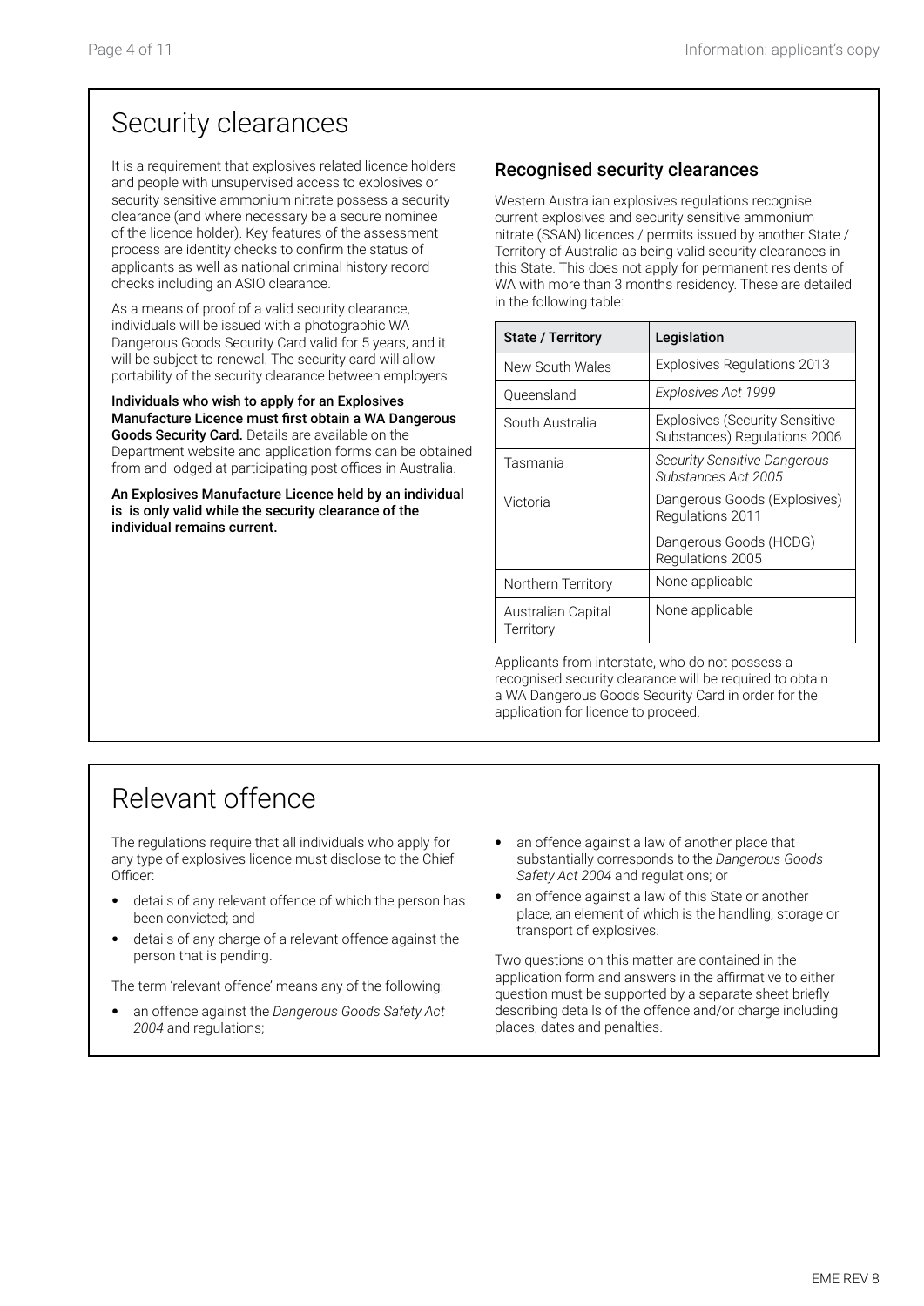# Security clearances

It is a requirement that explosives related licence holders and people with unsupervised access to explosives or security sensitive ammonium nitrate possess a security clearance (and where necessary be a secure nominee of the licence holder). Key features of the assessment process are identity checks to confirm the status of applicants as well as national criminal history record checks including an ASIO clearance.

As a means of proof of a valid security clearance, individuals will be issued with a photographic WA Dangerous Goods Security Card valid for 5 years, and it will be subject to renewal. The security card will allow portability of the security clearance between employers.

**Individuals who wish to apply for an Explosives Manufacture Licence must first obtain a WA Dangerous Goods Security Card.** Details are available on the Department website and application forms can be obtained from and lodged at participating post offices in Australia.

**An Explosives Manufacture Licence held by an individual is is only valid while the security clearance of the individual remains current.**

## Recognised security clearances

Western Australian explosives regulations recognise current explosives and security sensitive ammonium nitrate (SSAN) licences / permits issued by another State / Territory of Australia as being valid security clearances in this State. This does not apply for permanent residents of WA with more than 3 months residency. These are detailed in the following table:

| State / Territory | Legislation |
| --- | --- |
| New South Wales | Explosives Regulations 2013 |
| Queensland | *Explosives Act 1999* |
| South Australia | Explosives (Security Sensitive Substances) Regulations 2006 |
| Tasmania | *Security Sensitive Dangerous Substances Act 2005* |
| Victoria | Dangerous Goods (Explosives) Regulations 2011<br>Dangerous Goods (HCDG) Regulations 2005 |
| Northern Territory | None applicable |
| Australian Capital Territory | None applicable |

Applicants from interstate, who do not possess a recognised security clearance will be required to obtain a WA Dangerous Goods Security Card in order for the application for licence to proceed.

# Relevant offence

The regulations require that all individuals who apply for any type of explosives licence must disclose to the Chief Officer:

- details of any relevant offence of which the person has been convicted; and
- details of any charge of a relevant offence against the person that is pending.

The term 'relevant offence' means any of the following:

- an offence against the *Dangerous Goods Safety Act 2004* and regulations;
- an offence against a law of another place that substantially corresponds to the *Dangerous Goods Safety Act 2004* and regulations; or
- an offence against a law of this State or another place, an element of which is the handling, storage or transport of explosives.

Two questions on this matter are contained in the application form and answers in the affirmative to either question must be supported by a separate sheet briefly describing details of the offence and/or charge including places, dates and penalties.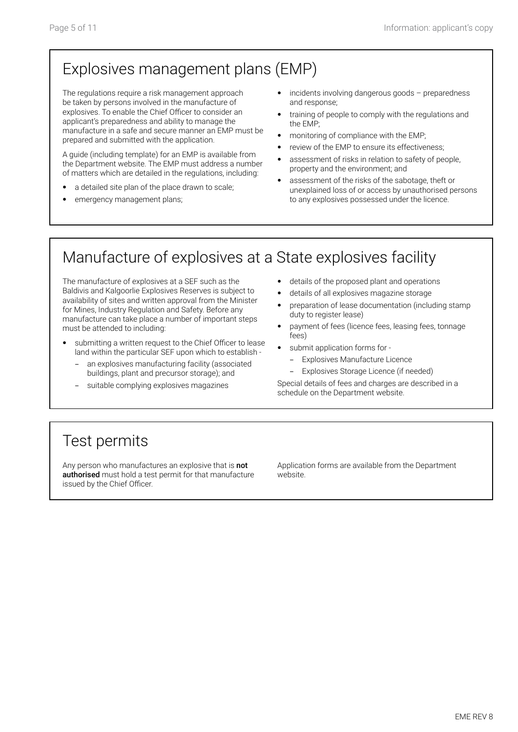## Explosives management plans (EMP)

The regulations require a risk management approach be taken by persons involved in the manufacture of explosives. To enable the Chief Officer to consider an applicant's preparedness and ability to manage the manufacture in a safe and secure manner an EMP must be prepared and submitted with the application.

A guide (including template) for an EMP is available from the Department website. The EMP must address a number of matters which are detailed in the regulations, including:

- a detailed site plan of the place drawn to scale;
- emergency management plans;
- incidents involving dangerous goods – preparedness and response;
- training of people to comply with the regulations and the EMP;
- monitoring of compliance with the EMP;
- review of the EMP to ensure its effectiveness;
- assessment of risks in relation to safety of people, property and the environment; and
- assessment of the risks of the sabotage, theft or unexplained loss of or access by unauthorised persons to any explosives possessed under the licence.

## Manufacture of explosives at a State explosives facility

The manufacture of explosives at a SEF such as the Baldivis and Kalgoorlie Explosives Reserves is subject to availability of sites and written approval from the Minister for Mines, Industry Regulation and Safety. Before any manufacture can take place a number of important steps must be attended to including:

- submitting a written request to the Chief Officer to lease land within the particular SEF upon which to establish -
  - an explosives manufacturing facility (associated buildings, plant and precursor storage); and
  - suitable complying explosives magazines
- details of the proposed plant and operations
- details of all explosives magazine storage
- preparation of lease documentation (including stamp duty to register lease)
- payment of fees (licence fees, leasing fees, tonnage fees)
- submit application forms for -
  - Explosives Manufacture Licence
  - Explosives Storage Licence (if needed)

Special details of fees and charges are described in a schedule on the Department website.

## Test permits

Any person who manufactures an explosive that is **not authorised** must hold a test permit for that manufacture issued by the Chief Officer.

Application forms are available from the Department website.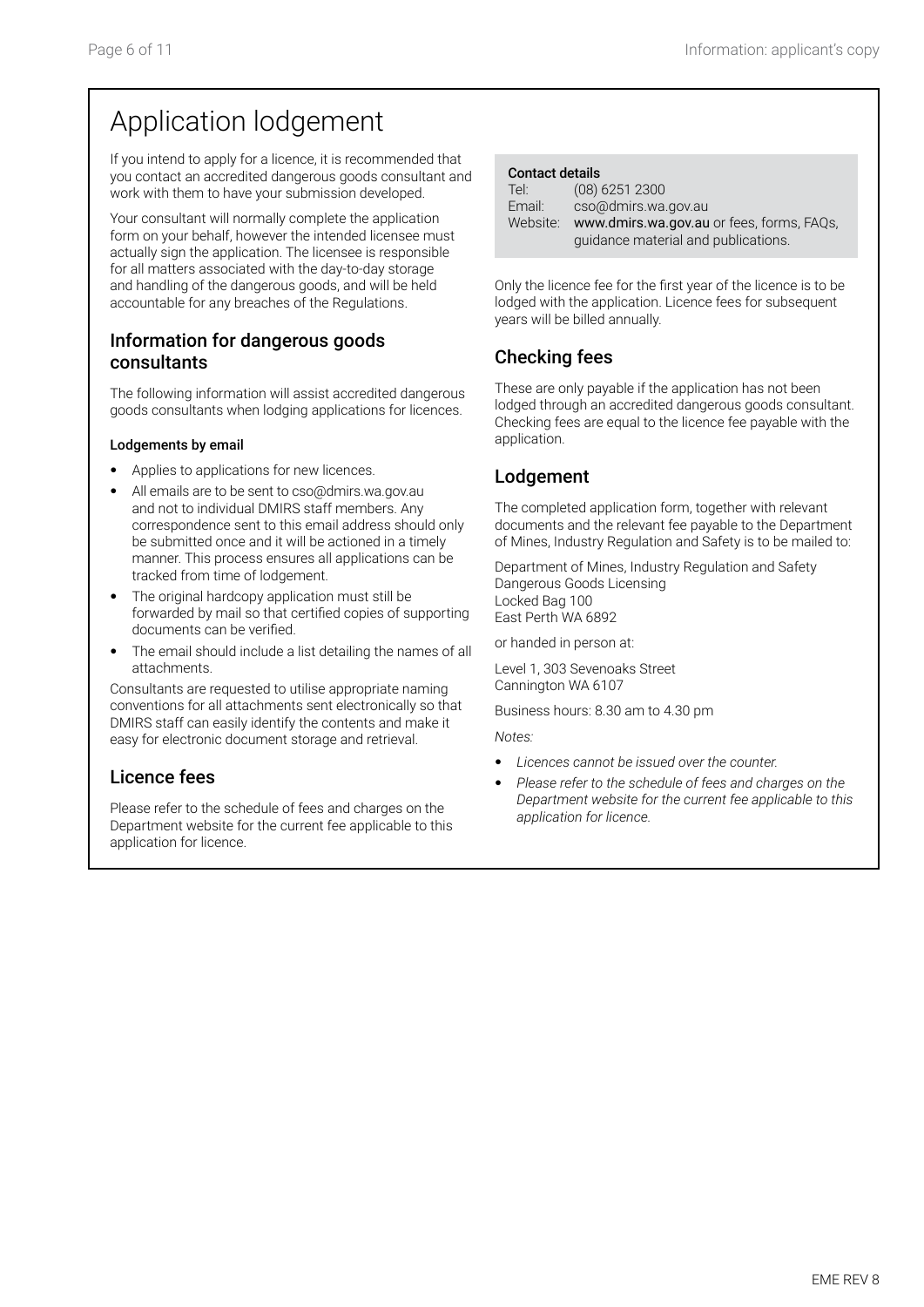# Application lodgement

If you intend to apply for a licence, it is recommended that you contact an accredited dangerous goods consultant and work with them to have your submission developed.

Your consultant will normally complete the application form on your behalf, however the intended licensee must actually sign the application. The licensee is responsible for all matters associated with the day-to-day storage and handling of the dangerous goods, and will be held accountable for any breaches of the Regulations.

## Information for dangerous goods consultants

The following information will assist accredited dangerous goods consultants when lodging applications for licences.

### Lodgements by email

- Applies to applications for new licences.
- All emails are to be sent to cso@dmirs.wa.gov.au and not to individual DMIRS staff members. Any correspondence sent to this email address should only be submitted once and it will be actioned in a timely manner. This process ensures all applications can be tracked from time of lodgement.
- The original hardcopy application must still be forwarded by mail so that certified copies of supporting documents can be verified.
- The email should include a list detailing the names of all attachments.

Consultants are requested to utilise appropriate naming conventions for all attachments sent electronically so that DMIRS staff can easily identify the contents and make it easy for electronic document storage and retrieval.

## Licence fees

Please refer to the schedule of fees and charges on the Department website for the current fee applicable to this application for licence.

**Contact details**

Tel: (08) 6251 2300
Email: cso@dmirs.wa.gov.au
Website: www.dmirs.wa.gov.au or fees, forms, FAQs, guidance material and publications.

Only the licence fee for the first year of the licence is to be lodged with the application. Licence fees for subsequent years will be billed annually.

## Checking fees

These are only payable if the application has not been lodged through an accredited dangerous goods consultant. Checking fees are equal to the licence fee payable with the application.

## Lodgement

The completed application form, together with relevant documents and the relevant fee payable to the Department of Mines, Industry Regulation and Safety is to be mailed to:

Department of Mines, Industry Regulation and Safety
Dangerous Goods Licensing
Locked Bag 100
East Perth WA 6892

or handed in person at:

Level 1, 303 Sevenoaks Street
Cannington WA 6107

Business hours: 8.30 am to 4.30 pm

*Notes:*

- *Licences cannot be issued over the counter.*
- *Please refer to the schedule of fees and charges on the Department website for the current fee applicable to this application for licence.*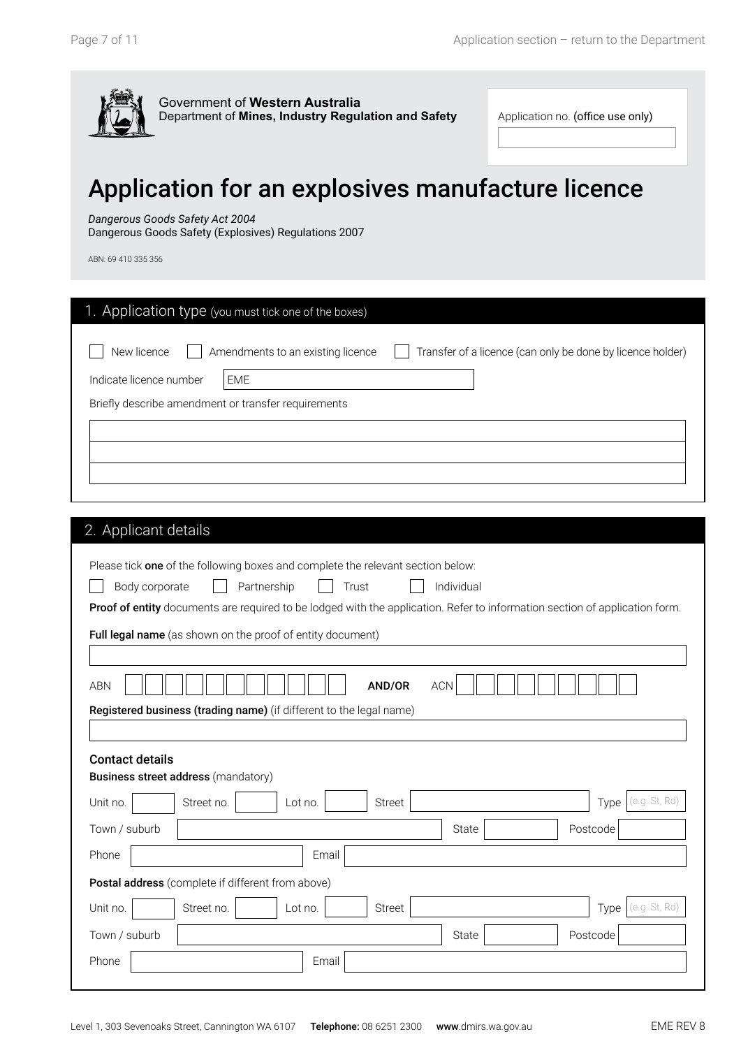Government of Western Australia
Department of **Mines, Industry Regulation and Safety**

Application no. (office use only)

# Application for an explosives manufacture licence

*Dangerous Goods Safety Act 2004*
Dangerous Goods Safety (Explosives) Regulations 2007

ABN: 69 410 335 356

## 1. Application type (you must tick one of the boxes)

☐ New licence ☐ Amendments to an existing licence ☐ Transfer of a licence (can only be done by licence holder)

Indicate licence number: EME

Briefly describe amendment or transfer requirements

## 2. Applicant details

Please tick **one** of the following boxes and complete the relevant section below:

☐ Body corporate ☐ Partnership ☐ Trust ☐ Individual

**Proof of entity** documents are required to be lodged with the application. Refer to information section of application form.

**Full legal name** (as shown on the proof of entity document)

ABN **AND/OR** ACN

**Registered business (trading name)** (if different to the legal name)

### Contact details

**Business street address** (mandatory)

Unit no. Street no. Lot no. Street Type (e.g. St, Rd)

Town / suburb State Postcode

Phone Email

**Postal address** (complete if different from above)

Unit no. Street no. Lot no. Street Type (e.g. St, Rd)

Town / suburb State Postcode

Phone Email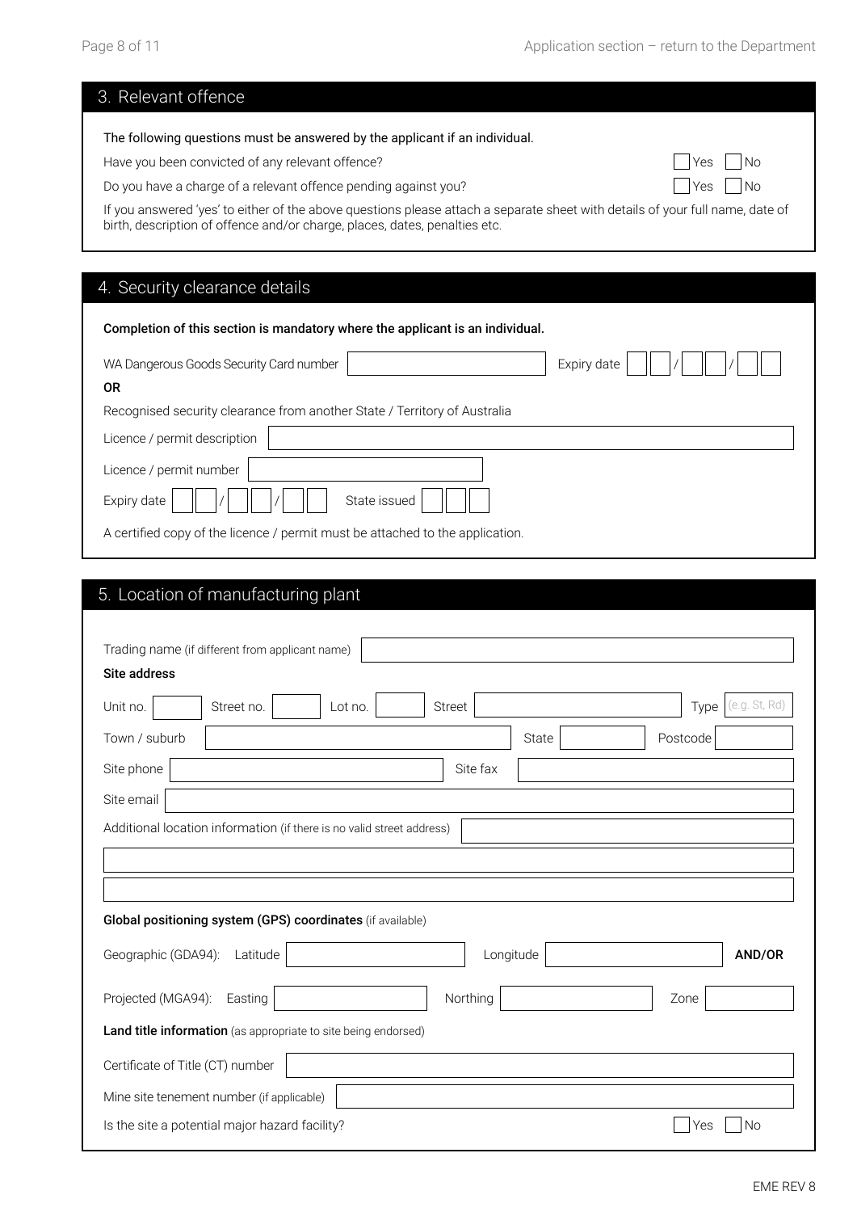## 3. Relevant offence

The following questions must be answered by the applicant if an individual.

Have you been convicted of any relevant offence? ☐ Yes ☐ No

Do you have a charge of a relevant offence pending against you? ☐ Yes ☐ No

If you answered 'yes' to either of the above questions please attach a separate sheet with details of your full name, date of birth, description of offence and/or charge, places, dates, penalties etc.

## 4. Security clearance details

**Completion of this section is mandatory where the applicant is an individual.**

WA Dangerous Goods Security Card number ____________ Expiry date __ __ / __ __ / __ __

**OR**

Recognised security clearance from another State / Territory of Australia

Licence / permit description ____________

Licence / permit number ____________

Expiry date __ __ / __ __ / __ __ State issued ____

A certified copy of the licence / permit must be attached to the application.

## 5. Location of manufacturing plant

Trading name (if different from applicant name) ____________

**Site address**

Unit no. ____ Street no. ____ Lot no. ____ Street ____________ Type (e.g. St, Rd) ____

Town / suburb ____________ State ____ Postcode ____

Site phone ____________ Site fax ____________

Site email ____________

Additional location information (if there is no valid street address) ____________

**Global positioning system (GPS) coordinates** (if available)

Geographic (GDA94): Latitude ____________ Longitude ____________ **AND/OR**

Projected (MGA94): Easting ____________ Northing ____________ Zone ____

**Land title information** (as appropriate to site being endorsed)

Certificate of Title (CT) number ____________

Mine site tenement number (if applicable) ____________

Is the site a potential major hazard facility? ☐ Yes ☐ No

EME REV 8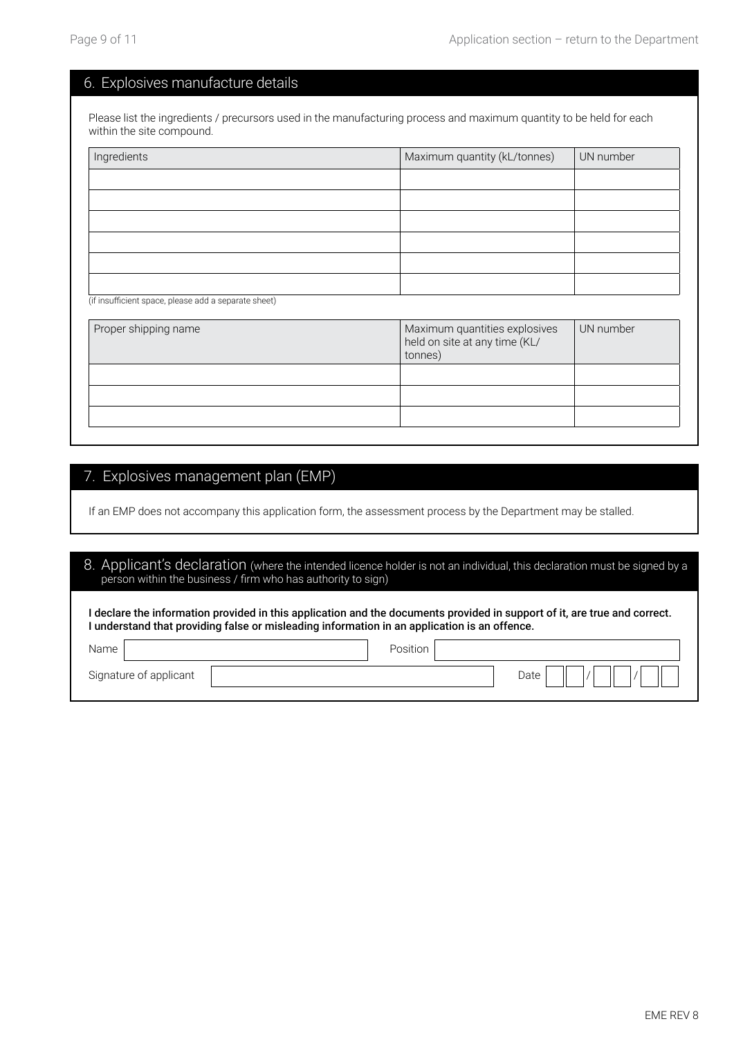## 6. Explosives manufacture details

Please list the ingredients / precursors used in the manufacturing process and maximum quantity to be held for each within the site compound.

| Ingredients | Maximum quantity (kL/tonnes) | UN number |
|---|---|---|
| | | |
| | | |
| | | |
| | | |
| | | |
| | | |

(if insufficient space, please add a separate sheet)

| Proper shipping name | Maximum quantities explosives held on site at any time (KL/ tonnes) | UN number |
|---|---|---|
| | | |
| | | |
| | | |

## 7. Explosives management plan (EMP)

If an EMP does not accompany this application form, the assessment process by the Department may be stalled.

## 8. Applicant's declaration (where the intended licence holder is not an individual, this declaration must be signed by a person within the business / firm who has authority to sign)

**I declare the information provided in this application and the documents provided in support of it, are true and correct. I understand that providing false or misleading information in an application is an offence.**

Name ______________________ Position ______________________

Signature of applicant ______________________ Date ___ ___ / ___ ___ / ___ ___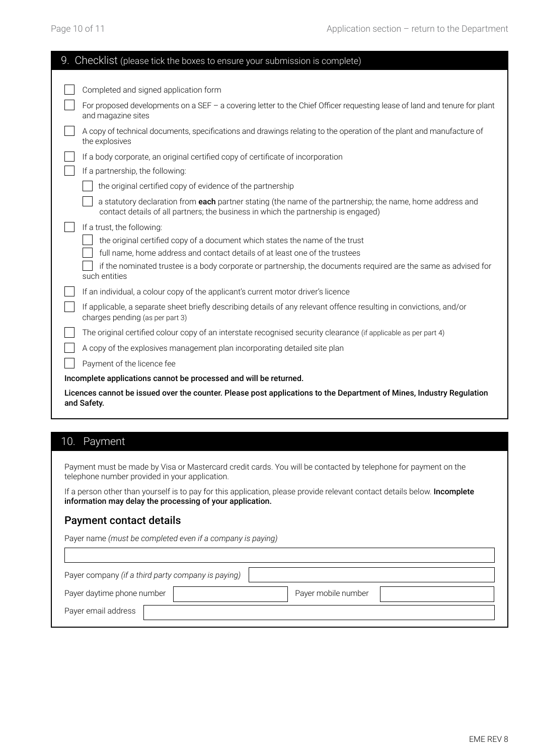## 9. Checklist (please tick the boxes to ensure your submission is complete)

- [ ] Completed and signed application form
- [ ] For proposed developments on a SEF – a covering letter to the Chief Officer requesting lease of land and tenure for plant and magazine sites
- [ ] A copy of technical documents, specifications and drawings relating to the operation of the plant and manufacture of the explosives
- [ ] If a body corporate, an original certified copy of certificate of incorporation
- [ ] If a partnership, the following:
  - [ ] the original certified copy of evidence of the partnership
  - [ ] a statutory declaration from **each** partner stating (the name of the partnership; the name, home address and contact details of all partners; the business in which the partnership is engaged)
- [ ] If a trust, the following:
  - [ ] the original certified copy of a document which states the name of the trust
  - [ ] full name, home address and contact details of at least one of the trustees
  - [ ] if the nominated trustee is a body corporate or partnership, the documents required are the same as advised for such entities
- [ ] If an individual, a colour copy of the applicant's current motor driver's licence
- [ ] If applicable, a separate sheet briefly describing details of any relevant offence resulting in convictions, and/or charges pending (as per part 3)
- [ ] The original certified colour copy of an interstate recognised security clearance (if applicable as per part 4)
- [ ] A copy of the explosives management plan incorporating detailed site plan
- [ ] Payment of the licence fee

**Incomplete applications cannot be processed and will be returned.**

**Licences cannot be issued over the counter. Please post applications to the Department of Mines, Industry Regulation and Safety.**

## 10. Payment

Payment must be made by Visa or Mastercard credit cards. You will be contacted by telephone for payment on the telephone number provided in your application.

If a person other than yourself is to pay for this application, please provide relevant contact details below. **Incomplete information may delay the processing of your application.**

### Payment contact details

Payer name *(must be completed even if a company is paying)*

\_\_\_\_\_\_\_\_\_\_\_\_\_\_\_\_\_\_\_\_\_\_\_\_\_\_\_\_\_\_\_\_\_\_\_\_\_\_\_\_

Payer company *(if a third party company is paying)* \_\_\_\_\_\_\_\_\_\_\_\_\_\_\_\_\_\_\_\_\_\_\_\_

Payer daytime phone number \_\_\_\_\_\_\_\_\_\_\_\_\_\_\_\_ Payer mobile number \_\_\_\_\_\_\_\_\_\_\_\_\_\_\_\_

Payer email address \_\_\_\_\_\_\_\_\_\_\_\_\_\_\_\_\_\_\_\_\_\_\_\_\_\_\_\_\_\_\_\_

EME REV 8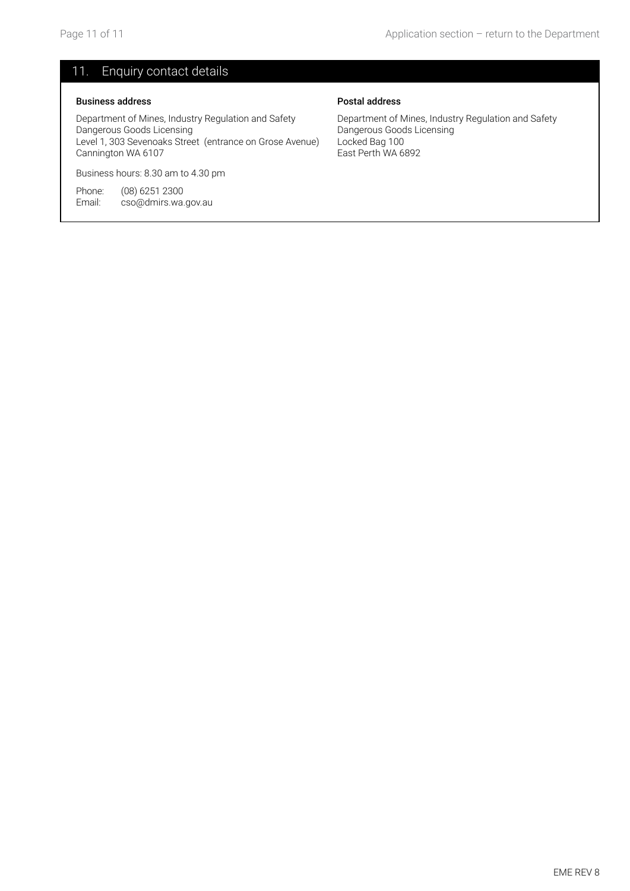## 11. Enquiry contact details

**Business address**

Department of Mines, Industry Regulation and Safety
Dangerous Goods Licensing
Level 1, 303 Sevenoaks Street (entrance on Grose Avenue)
Cannington WA 6107

Business hours: 8.30 am to 4.30 pm

Phone: (08) 6251 2300
Email: cso@dmirs.wa.gov.au

**Postal address**

Department of Mines, Industry Regulation and Safety
Dangerous Goods Licensing
Locked Bag 100
East Perth WA 6892